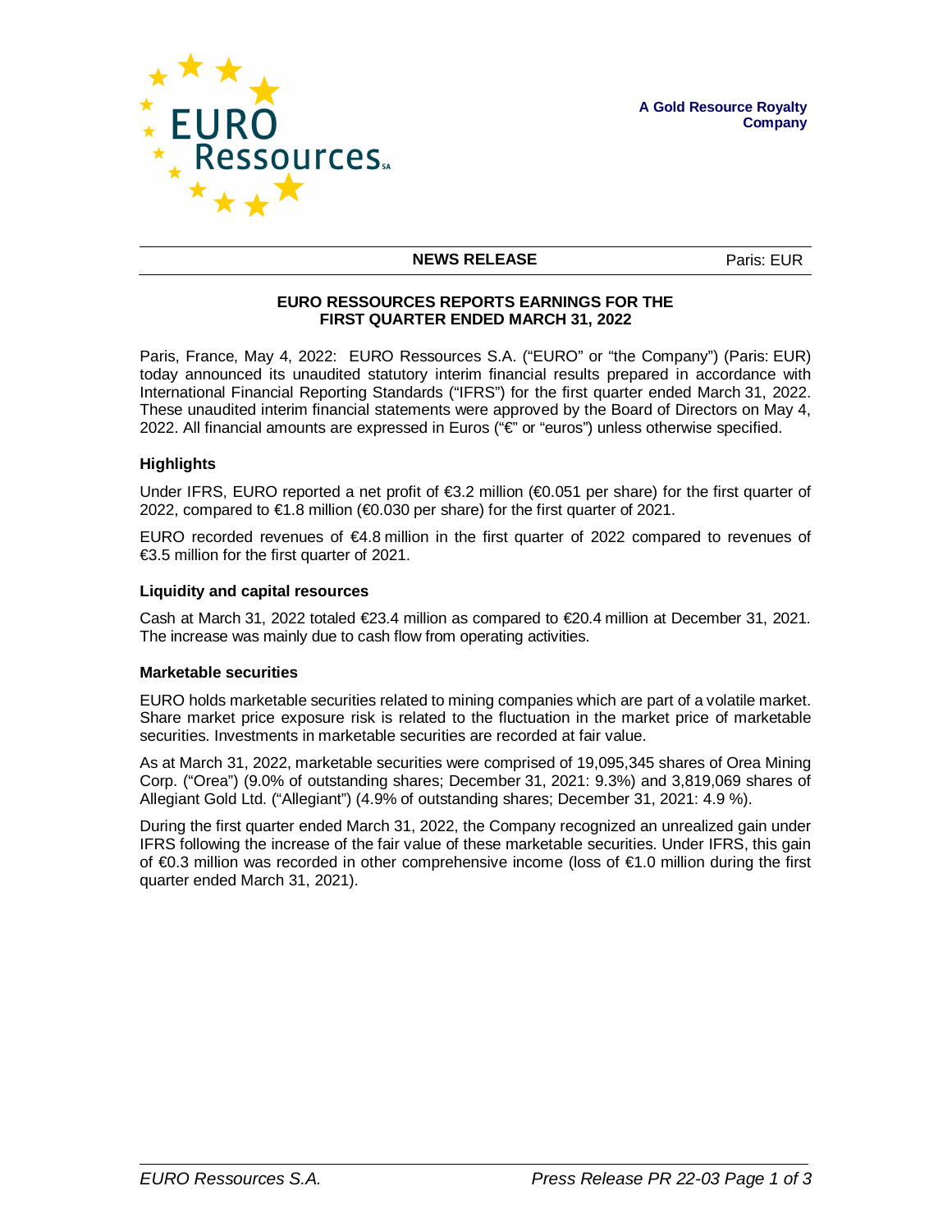**A Gold Resource Royalty Company**

**NEWS RELEASE** Paris: EUR

# EURO RESSOURCES REPORTS EARNINGS FOR THE FIRST QUARTER ENDED MARCH 31, 2022

Paris, France, May 4, 2022: EURO Ressources S.A. ("EURO" or "the Company") (Paris: EUR) today announced its unaudited statutory interim financial results prepared in accordance with International Financial Reporting Standards ("IFRS") for the first quarter ended March 31, 2022. These unaudited interim financial statements were approved by the Board of Directors on May 4, 2022. All financial amounts are expressed in Euros ("€" or "euros") unless otherwise specified.

## Highlights

Under IFRS, EURO reported a net profit of €3.2 million (€0.051 per share) for the first quarter of 2022, compared to €1.8 million (€0.030 per share) for the first quarter of 2021.

EURO recorded revenues of €4.8 million in the first quarter of 2022 compared to revenues of €3.5 million for the first quarter of 2021.

## Liquidity and capital resources

Cash at March 31, 2022 totaled €23.4 million as compared to €20.4 million at December 31, 2021. The increase was mainly due to cash flow from operating activities.

## Marketable securities

EURO holds marketable securities related to mining companies which are part of a volatile market. Share market price exposure risk is related to the fluctuation in the market price of marketable securities. Investments in marketable securities are recorded at fair value.

As at March 31, 2022, marketable securities were comprised of 19,095,345 shares of Orea Mining Corp. ("Orea") (9.0% of outstanding shares; December 31, 2021: 9.3%) and 3,819,069 shares of Allegiant Gold Ltd. ("Allegiant") (4.9% of outstanding shares; December 31, 2021: 4.9 %).

During the first quarter ended March 31, 2022, the Company recognized an unrealized gain under IFRS following the increase of the fair value of these marketable securities. Under IFRS, this gain of €0.3 million was recorded in other comprehensive income (loss of €1.0 million during the first quarter ended March 31, 2021).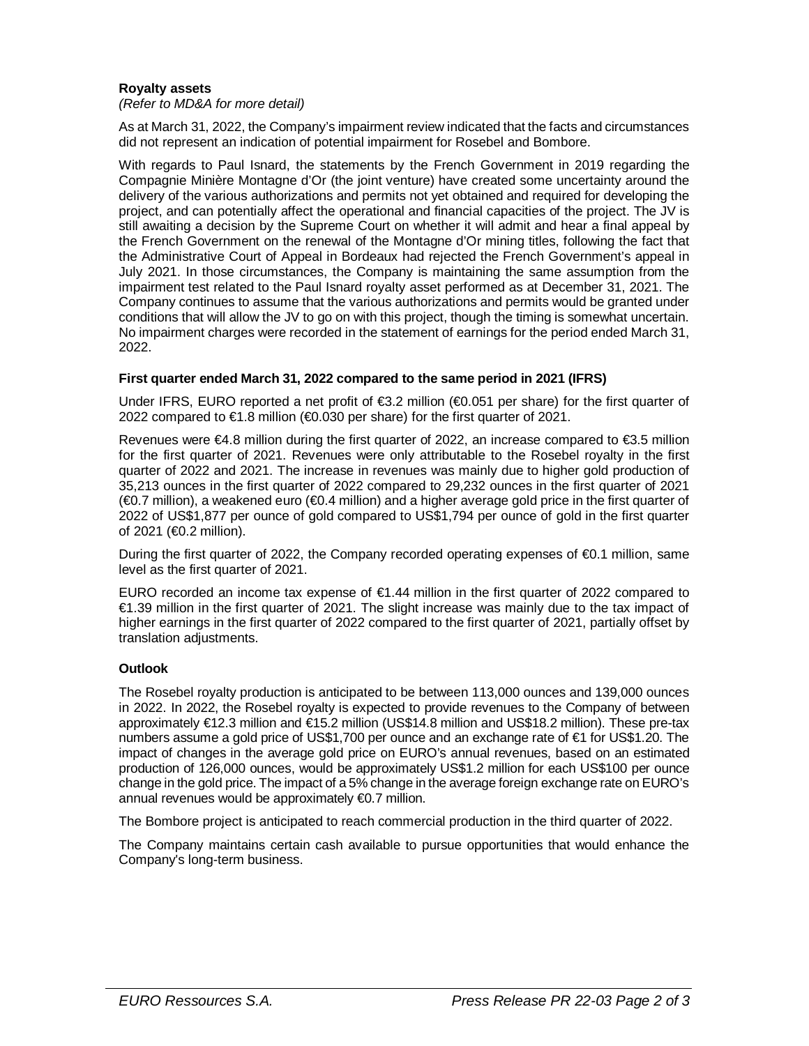**Royalty assets**

*(Refer to MD&A for more detail)*

As at March 31, 2022, the Company's impairment review indicated that the facts and circumstances did not represent an indication of potential impairment for Rosebel and Bombore.

With regards to Paul Isnard, the statements by the French Government in 2019 regarding the Compagnie Minière Montagne d'Or (the joint venture) have created some uncertainty around the delivery of the various authorizations and permits not yet obtained and required for developing the project, and can potentially affect the operational and financial capacities of the project. The JV is still awaiting a decision by the Supreme Court on whether it will admit and hear a final appeal by the French Government on the renewal of the Montagne d'Or mining titles, following the fact that the Administrative Court of Appeal in Bordeaux had rejected the French Government's appeal in July 2021. In those circumstances, the Company is maintaining the same assumption from the impairment test related to the Paul Isnard royalty asset performed as at December 31, 2021. The Company continues to assume that the various authorizations and permits would be granted under conditions that will allow the JV to go on with this project, though the timing is somewhat uncertain. No impairment charges were recorded in the statement of earnings for the period ended March 31, 2022.

**First quarter ended March 31, 2022 compared to the same period in 2021 (IFRS)**

Under IFRS, EURO reported a net profit of €3.2 million (€0.051 per share) for the first quarter of 2022 compared to €1.8 million (€0.030 per share) for the first quarter of 2021.

Revenues were €4.8 million during the first quarter of 2022, an increase compared to €3.5 million for the first quarter of 2021. Revenues were only attributable to the Rosebel royalty in the first quarter of 2022 and 2021. The increase in revenues was mainly due to higher gold production of 35,213 ounces in the first quarter of 2022 compared to 29,232 ounces in the first quarter of 2021 (€0.7 million), a weakened euro (€0.4 million) and a higher average gold price in the first quarter of 2022 of US$1,877 per ounce of gold compared to US$1,794 per ounce of gold in the first quarter of 2021 (€0.2 million).

During the first quarter of 2022, the Company recorded operating expenses of €0.1 million, same level as the first quarter of 2021.

EURO recorded an income tax expense of €1.44 million in the first quarter of 2022 compared to €1.39 million in the first quarter of 2021. The slight increase was mainly due to the tax impact of higher earnings in the first quarter of 2022 compared to the first quarter of 2021, partially offset by translation adjustments.

**Outlook**

The Rosebel royalty production is anticipated to be between 113,000 ounces and 139,000 ounces in 2022. In 2022, the Rosebel royalty is expected to provide revenues to the Company of between approximately €12.3 million and €15.2 million (US$14.8 million and US$18.2 million). These pre-tax numbers assume a gold price of US$1,700 per ounce and an exchange rate of €1 for US$1.20. The impact of changes in the average gold price on EURO's annual revenues, based on an estimated production of 126,000 ounces, would be approximately US$1.2 million for each US$100 per ounce change in the gold price. The impact of a 5% change in the average foreign exchange rate on EURO's annual revenues would be approximately €0.7 million.

The Bombore project is anticipated to reach commercial production in the third quarter of 2022.

The Company maintains certain cash available to pursue opportunities that would enhance the Company's long-term business.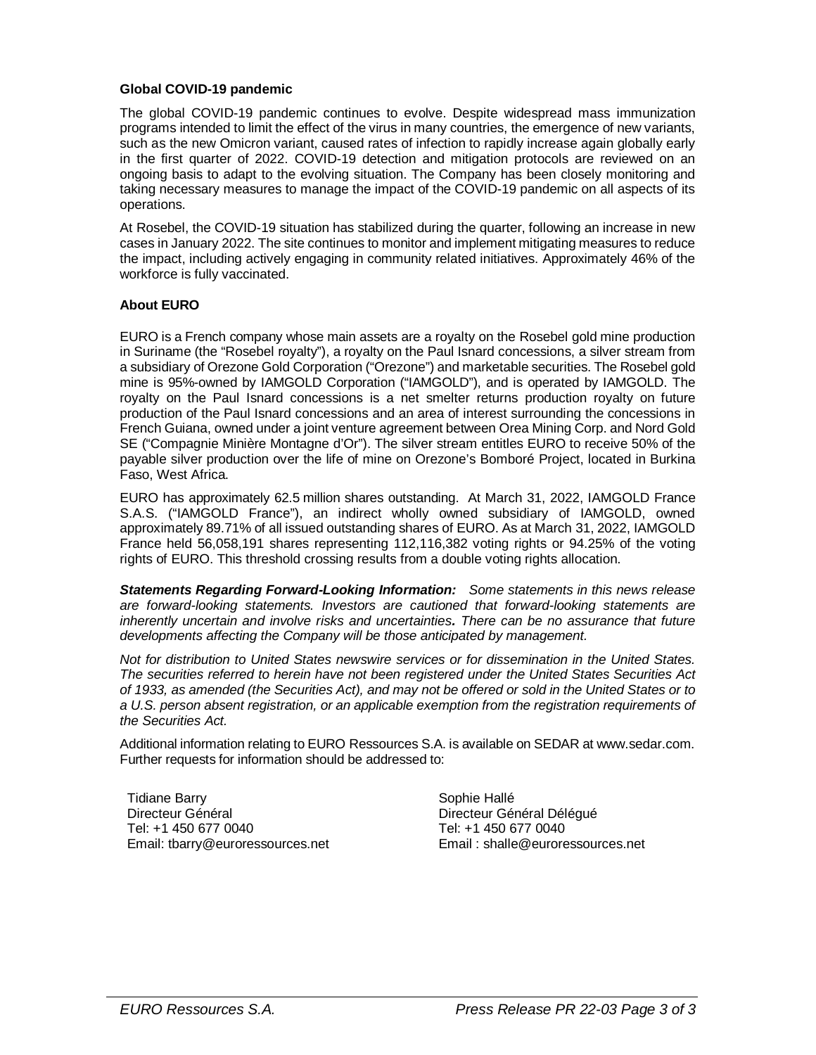**Global COVID-19 pandemic**

The global COVID-19 pandemic continues to evolve. Despite widespread mass immunization programs intended to limit the effect of the virus in many countries, the emergence of new variants, such as the new Omicron variant, caused rates of infection to rapidly increase again globally early in the first quarter of 2022. COVID-19 detection and mitigation protocols are reviewed on an ongoing basis to adapt to the evolving situation. The Company has been closely monitoring and taking necessary measures to manage the impact of the COVID-19 pandemic on all aspects of its operations.

At Rosebel, the COVID-19 situation has stabilized during the quarter, following an increase in new cases in January 2022. The site continues to monitor and implement mitigating measures to reduce the impact, including actively engaging in community related initiatives. Approximately 46% of the workforce is fully vaccinated.

**About EURO**

EURO is a French company whose main assets are a royalty on the Rosebel gold mine production in Suriname (the "Rosebel royalty"), a royalty on the Paul Isnard concessions, a silver stream from a subsidiary of Orezone Gold Corporation ("Orezone") and marketable securities. The Rosebel gold mine is 95%-owned by IAMGOLD Corporation ("IAMGOLD"), and is operated by IAMGOLD. The royalty on the Paul Isnard concessions is a net smelter returns production royalty on future production of the Paul Isnard concessions and an area of interest surrounding the concessions in French Guiana, owned under a joint venture agreement between Orea Mining Corp. and Nord Gold SE ("Compagnie Minière Montagne d'Or"). The silver stream entitles EURO to receive 50% of the payable silver production over the life of mine on Orezone's Bomboré Project, located in Burkina Faso, West Africa.

EURO has approximately 62.5 million shares outstanding. At March 31, 2022, IAMGOLD France S.A.S. ("IAMGOLD France"), an indirect wholly owned subsidiary of IAMGOLD, owned approximately 89.71% of all issued outstanding shares of EURO. As at March 31, 2022, IAMGOLD France held 56,058,191 shares representing 112,116,382 voting rights or 94.25% of the voting rights of EURO. This threshold crossing results from a double voting rights allocation.

***Statements Regarding Forward-Looking Information:*** *Some statements in this news release are forward-looking statements. Investors are cautioned that forward-looking statements are inherently uncertain and involve risks and uncertainties. There can be no assurance that future developments affecting the Company will be those anticipated by management.*

*Not for distribution to United States newswire services or for dissemination in the United States. The securities referred to herein have not been registered under the United States Securities Act of 1933, as amended (the Securities Act), and may not be offered or sold in the United States or to a U.S. person absent registration, or an applicable exemption from the registration requirements of the Securities Act.*

Additional information relating to EURO Ressources S.A. is available on SEDAR at www.sedar.com. Further requests for information should be addressed to:

Tidiane Barry
Directeur Général
Tel: +1 450 677 0040
Email: tbarry@euroressources.net

Sophie Hallé
Directeur Général Délégué
Tel: +1 450 677 0040
Email : shalle@euroressources.net